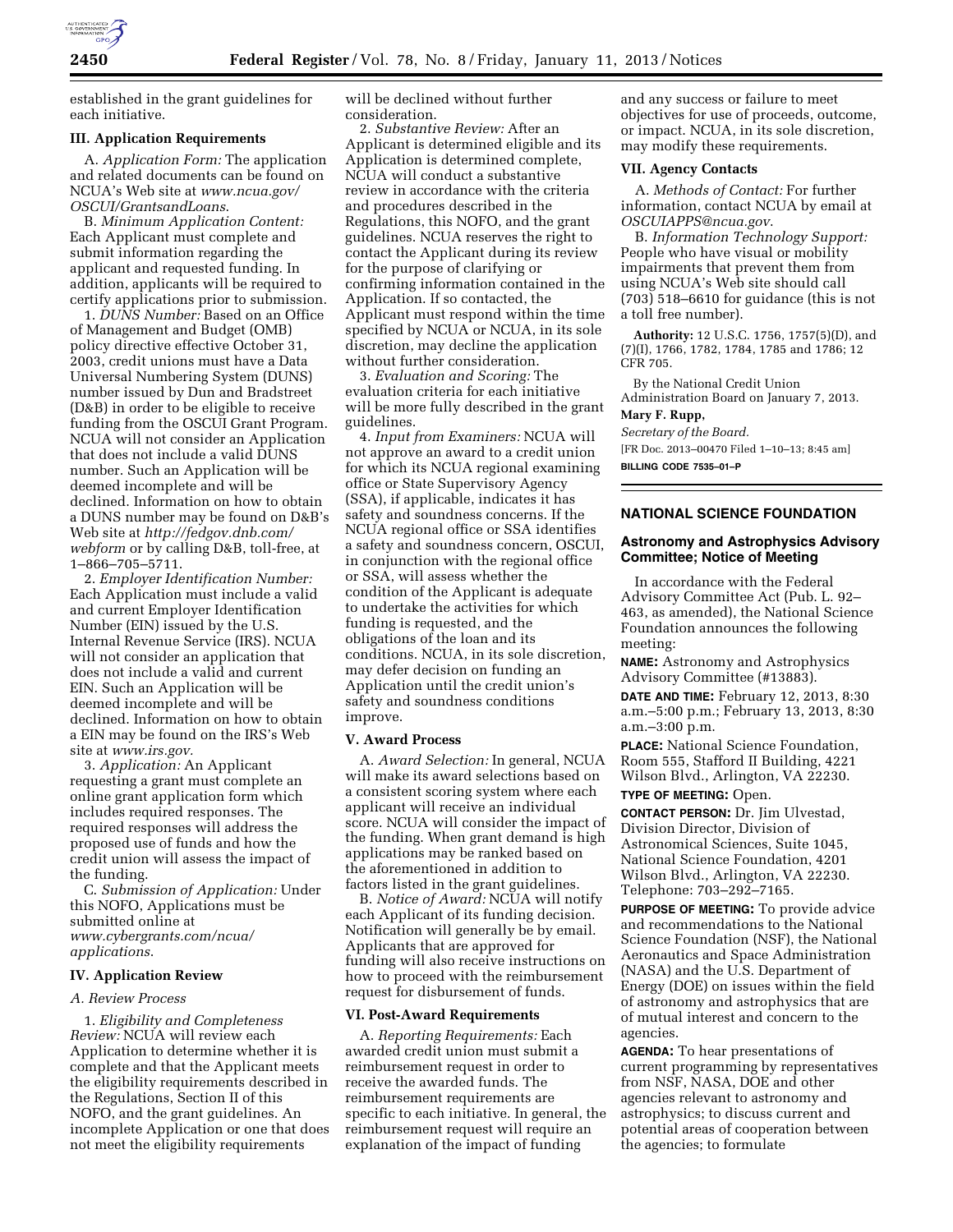established in the grant guidelines for each initiative.

### III. Application Requirements

A. *Application Form:* The application and related documents can be found on NCUA's Web site at *www.ncua.gov/OSCUI/GrantsandLoans*.

B. *Minimum Application Content:* Each Applicant must complete and submit information regarding the applicant and requested funding. In addition, applicants will be required to certify applications prior to submission.

1. *DUNS Number:* Based on an Office of Management and Budget (OMB) policy directive effective October 31, 2003, credit unions must have a Data Universal Numbering System (DUNS) number issued by Dun and Bradstreet (D&B) in order to be eligible to receive funding from the OSCUI Grant Program. NCUA will not consider an Application that does not include a valid DUNS number. Such an Application will be deemed incomplete and will be declined. Information on how to obtain a DUNS number may be found on D&B's Web site at *http://fedgov.dnb.com/webform* or by calling D&B, toll-free, at 1–866–705–5711.

2. *Employer Identification Number:* Each Application must include a valid and current Employer Identification Number (EIN) issued by the U.S. Internal Revenue Service (IRS). NCUA will not consider an application that does not include a valid and current EIN. Such an Application will be deemed incomplete and will be declined. Information on how to obtain a EIN may be found on the IRS's Web site at *www.irs.gov*.

3. *Application:* An Applicant requesting a grant must complete an online grant application form which includes required responses. The required responses will address the proposed use of funds and how the credit union will assess the impact of the funding.

C. *Submission of Application:* Under this NOFO, Applications must be submitted online at *www.cybergrants.com/ncua/applications*.

### IV. Application Review

#### *A. Review Process*

1. *Eligibility and Completeness Review:* NCUA will review each Application to determine whether it is complete and that the Applicant meets the eligibility requirements described in the Regulations, Section II of this NOFO, and the grant guidelines. An incomplete Application or one that does not meet the eligibility requirements will be declined without further consideration.

2. *Substantive Review:* After an Applicant is determined eligible and its Application is determined complete, NCUA will conduct a substantive review in accordance with the criteria and procedures described in the Regulations, this NOFO, and the grant guidelines. NCUA reserves the right to contact the Applicant during its review for the purpose of clarifying or confirming information contained in the Application. If so contacted, the Applicant must respond within the time specified by NCUA or NCUA, in its sole discretion, may decline the application without further consideration.

3. *Evaluation and Scoring:* The evaluation criteria for each initiative will be more fully described in the grant guidelines.

4. *Input from Examiners:* NCUA will not approve an award to a credit union for which its NCUA regional examining office or State Supervisory Agency (SSA), if applicable, indicates it has safety and soundness concerns. If the NCUA regional office or SSA identifies a safety and soundness concern, OSCUI, in conjunction with the regional office or SSA, will assess whether the condition of the Applicant is adequate to undertake the activities for which funding is requested, and the obligations of the loan and its conditions. NCUA, in its sole discretion, may defer decision on funding an Application until the credit union's safety and soundness conditions improve.

### V. Award Process

A. *Award Selection:* In general, NCUA will make its award selections based on a consistent scoring system where each applicant will receive an individual score. NCUA will consider the impact of the funding. When grant demand is high applications may be ranked based on the aforementioned in addition to factors listed in the grant guidelines.

B. *Notice of Award:* NCUA will notify each Applicant of its funding decision. Notification will generally be by email. Applicants that are approved for funding will also receive instructions on how to proceed with the reimbursement request for disbursement of funds.

### VI. Post-Award Requirements

A. *Reporting Requirements:* Each awarded credit union must submit a reimbursement request in order to receive the awarded funds. The reimbursement requirements are specific to each initiative. In general, the reimbursement request will require an explanation of the impact of funding and any success or failure to meet objectives for use of proceeds, outcome, or impact. NCUA, in its sole discretion, may modify these requirements.

### VII. Agency Contacts

A. *Methods of Contact:* For further information, contact NCUA by email at *OSCUIAPPS@ncua.gov*.

B. *Information Technology Support:* People who have visual or mobility impairments that prevent them from using NCUA's Web site should call (703) 518–6610 for guidance (this is not a toll free number).

**Authority:** 12 U.S.C. 1756, 1757(5)(D), and (7)(I), 1766, 1782, 1784, 1785 and 1786; 12 CFR 705.

By the National Credit Union Administration Board on January 7, 2013.

**Mary F. Rupp,**

*Secretary of the Board.*

[FR Doc. 2013–00470 Filed 1–10–13; 8:45 am]

**BILLING CODE 7535–01–P**

---

## NATIONAL SCIENCE FOUNDATION

### Astronomy and Astrophysics Advisory Committee; Notice of Meeting

In accordance with the Federal Advisory Committee Act (Pub. L. 92–463, as amended), the National Science Foundation announces the following meeting:

**NAME:** Astronomy and Astrophysics Advisory Committee (#13883).

**DATE AND TIME:** February 12, 2013, 8:30 a.m.–5:00 p.m.; February 13, 2013, 8:30 a.m.–3:00 p.m.

**PLACE:** National Science Foundation, Room 555, Stafford II Building, 4201 Wilson Blvd., Arlington, VA 22230.

**TYPE OF MEETING:** Open.

**CONTACT PERSON:** Dr. Jim Ulvestad, Division Director, Division of Astronomical Sciences, Suite 1045, National Science Foundation, 4201 Wilson Blvd., Arlington, VA 22230. Telephone: 703–292–7165.

**PURPOSE OF MEETING:** To provide advice and recommendations to the National Science Foundation (NSF), the National Aeronautics and Space Administration (NASA) and the U.S. Department of Energy (DOE) on issues within the field of astronomy and astrophysics that are of mutual interest and concern to the agencies.

**AGENDA:** To hear presentations of current programming by representatives from NSF, NASA, DOE and other agencies relevant to astronomy and astrophysics; to discuss current and potential areas of cooperation between the agencies; to formulate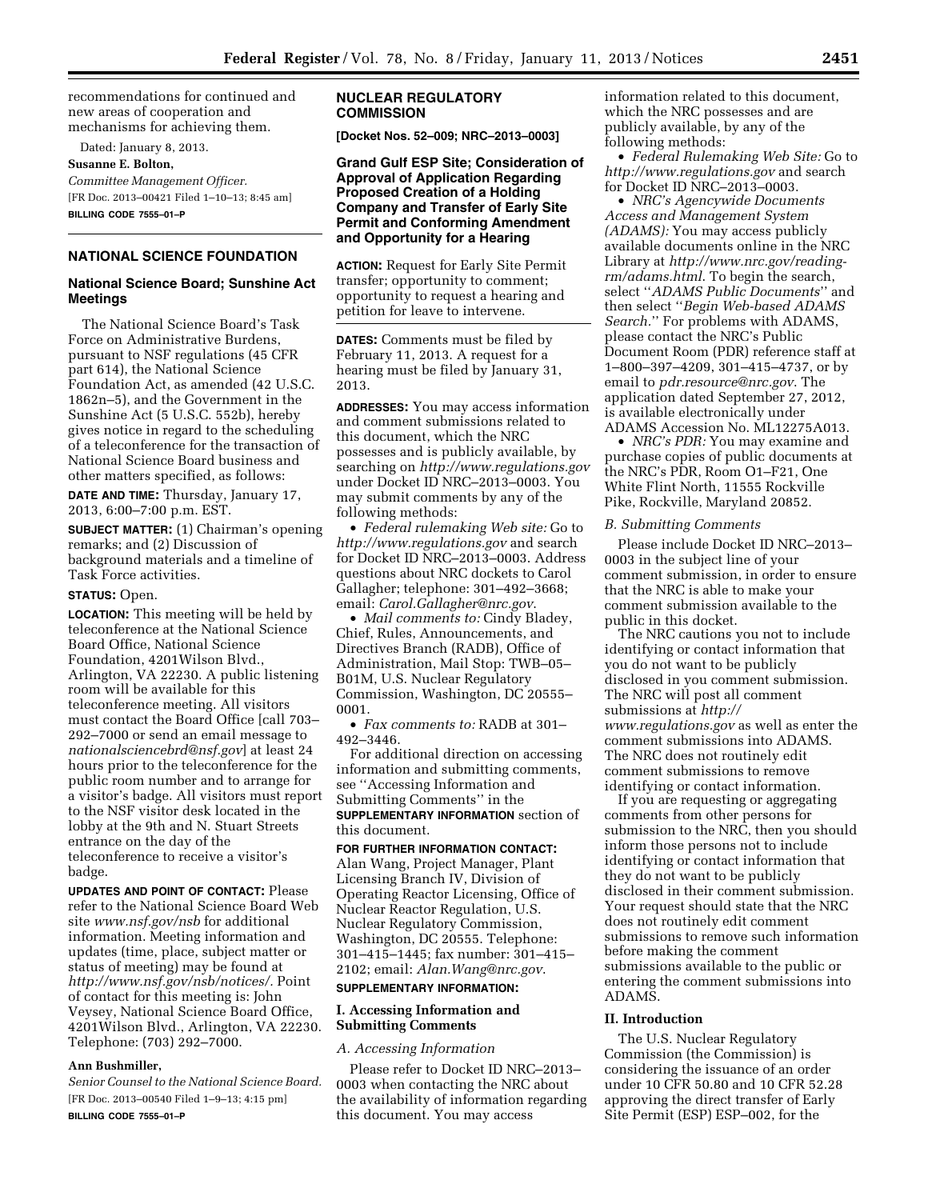recommendations for continued and new areas of cooperation and mechanisms for achieving them.

Dated: January 8, 2013.

**Susanne E. Bolton,**

*Committee Management Officer.*

[FR Doc. 2013–00421 Filed 1–10–13; 8:45 am]

**BILLING CODE 7555–01–P**

---

## NATIONAL SCIENCE FOUNDATION

### National Science Board; Sunshine Act Meetings

The National Science Board's Task Force on Administrative Burdens, pursuant to NSF regulations (45 CFR part 614), the National Science Foundation Act, as amended (42 U.S.C. 1862n–5), and the Government in the Sunshine Act (5 U.S.C. 552b), hereby gives notice in regard to the scheduling of a teleconference for the transaction of National Science Board business and other matters specified, as follows:

**DATE AND TIME:** Thursday, January 17, 2013, 6:00–7:00 p.m. EST.

**SUBJECT MATTER:** (1) Chairman's opening remarks; and (2) Discussion of background materials and a timeline of Task Force activities.

**STATUS:** Open.

**LOCATION:** This meeting will be held by teleconference at the National Science Board Office, National Science Foundation, 4201Wilson Blvd., Arlington, VA 22230. A public listening room will be available for this teleconference meeting. All visitors must contact the Board Office [call 703–292–7000 or send an email message to *nationalsciencebrd@nsf.gov*] at least 24 hours prior to the teleconference for the public room number and to arrange for a visitor's badge. All visitors must report to the NSF visitor desk located in the lobby at the 9th and N. Stuart Streets entrance on the day of the teleconference to receive a visitor's badge.

**UPDATES AND POINT OF CONTACT:** Please refer to the National Science Board Web site *www.nsf.gov/nsb* for additional information. Meeting information and updates (time, place, subject matter or status of meeting) may be found at *http://www.nsf.gov/nsb/notices/.* Point of contact for this meeting is: John Veysey, National Science Board Office, 4201Wilson Blvd., Arlington, VA 22230. Telephone: (703) 292–7000.

**Ann Bushmiller,**

*Senior Counsel to the National Science Board.*

[FR Doc. 2013–00540 Filed 1–9–13; 4:15 pm]

**BILLING CODE 7555–01–P**

---

## NUCLEAR REGULATORY COMMISSION

**[Docket Nos. 52–009; NRC–2013–0003]**

### Grand Gulf ESP Site; Consideration of Approval of Application Regarding Proposed Creation of a Holding Company and Transfer of Early Site Permit and Conforming Amendment and Opportunity for a Hearing

**ACTION:** Request for Early Site Permit transfer; opportunity to comment; opportunity to request a hearing and petition for leave to intervene.

**DATES:** Comments must be filed by February 11, 2013. A request for a hearing must be filed by January 31, 2013.

**ADDRESSES:** You may access information and comment submissions related to this document, which the NRC possesses and is publicly available, by searching on *http://www.regulations.gov* under Docket ID NRC–2013–0003. You may submit comments by any of the following methods:

- *Federal rulemaking Web site:* Go to *http://www.regulations.gov* and search for Docket ID NRC–2013–0003. Address questions about NRC dockets to Carol Gallagher; telephone: 301–492–3668; email: *Carol.Gallagher@nrc.gov*.
- *Mail comments to:* Cindy Bladey, Chief, Rules, Announcements, and Directives Branch (RADB), Office of Administration, Mail Stop: TWB–05–B01M, U.S. Nuclear Regulatory Commission, Washington, DC 20555–0001.
- *Fax comments to:* RADB at 301–492–3446.

For additional direction on accessing information and submitting comments, see ''Accessing Information and Submitting Comments'' in the **SUPPLEMENTARY INFORMATION** section of this document.

**FOR FURTHER INFORMATION CONTACT:** Alan Wang, Project Manager, Plant Licensing Branch IV, Division of Operating Reactor Licensing, Office of Nuclear Reactor Regulation, U.S. Nuclear Regulatory Commission, Washington, DC 20555. Telephone: 301–415–1445; fax number: 301–415–2102; email: *Alan.Wang@nrc.gov*.

**SUPPLEMENTARY INFORMATION:**

#### I. Accessing Information and Submitting Comments

*A. Accessing Information*

Please refer to Docket ID NRC–2013–0003 when contacting the NRC about the availability of information regarding this document. You may access information related to this document, which the NRC possesses and are publicly available, by any of the following methods:

- *Federal Rulemaking Web Site:* Go to *http://www.regulations.gov* and search for Docket ID NRC–2013–0003.
- *NRC's Agencywide Documents Access and Management System (ADAMS):* You may access publicly available documents online in the NRC Library at *http://www.nrc.gov/reading-rm/adams.html*. To begin the search, select ''*ADAMS Public Documents*'' and then select ''*Begin Web-based ADAMS Search.*'' For problems with ADAMS, please contact the NRC's Public Document Room (PDR) reference staff at 1–800–397–4209, 301–415–4737, or by email to *pdr.resource@nrc.gov*. The application dated September 27, 2012, is available electronically under ADAMS Accession No. ML12275A013.
- *NRC's PDR:* You may examine and purchase copies of public documents at the NRC's PDR, Room O1–F21, One White Flint North, 11555 Rockville Pike, Rockville, Maryland 20852.

*B. Submitting Comments*

Please include Docket ID NRC–2013–0003 in the subject line of your comment submission, in order to ensure that the NRC is able to make your comment submission available to the public in this docket.

The NRC cautions you not to include identifying or contact information that you do not want to be publicly disclosed in you comment submission. The NRC will post all comment submissions at *http://www.regulations.gov* as well as enter the comment submissions into ADAMS. The NRC does not routinely edit comment submissions to remove identifying or contact information.

If you are requesting or aggregating comments from other persons for submission to the NRC, then you should inform those persons not to include identifying or contact information that they do not want to be publicly disclosed in their comment submission. Your request should state that the NRC does not routinely edit comment submissions to remove such information before making the comment submissions available to the public or entering the comment submissions into ADAMS.

#### II. Introduction

The U.S. Nuclear Regulatory Commission (the Commission) is considering the issuance of an order under 10 CFR 50.80 and 10 CFR 52.28 approving the direct transfer of Early Site Permit (ESP) ESP–002, for the